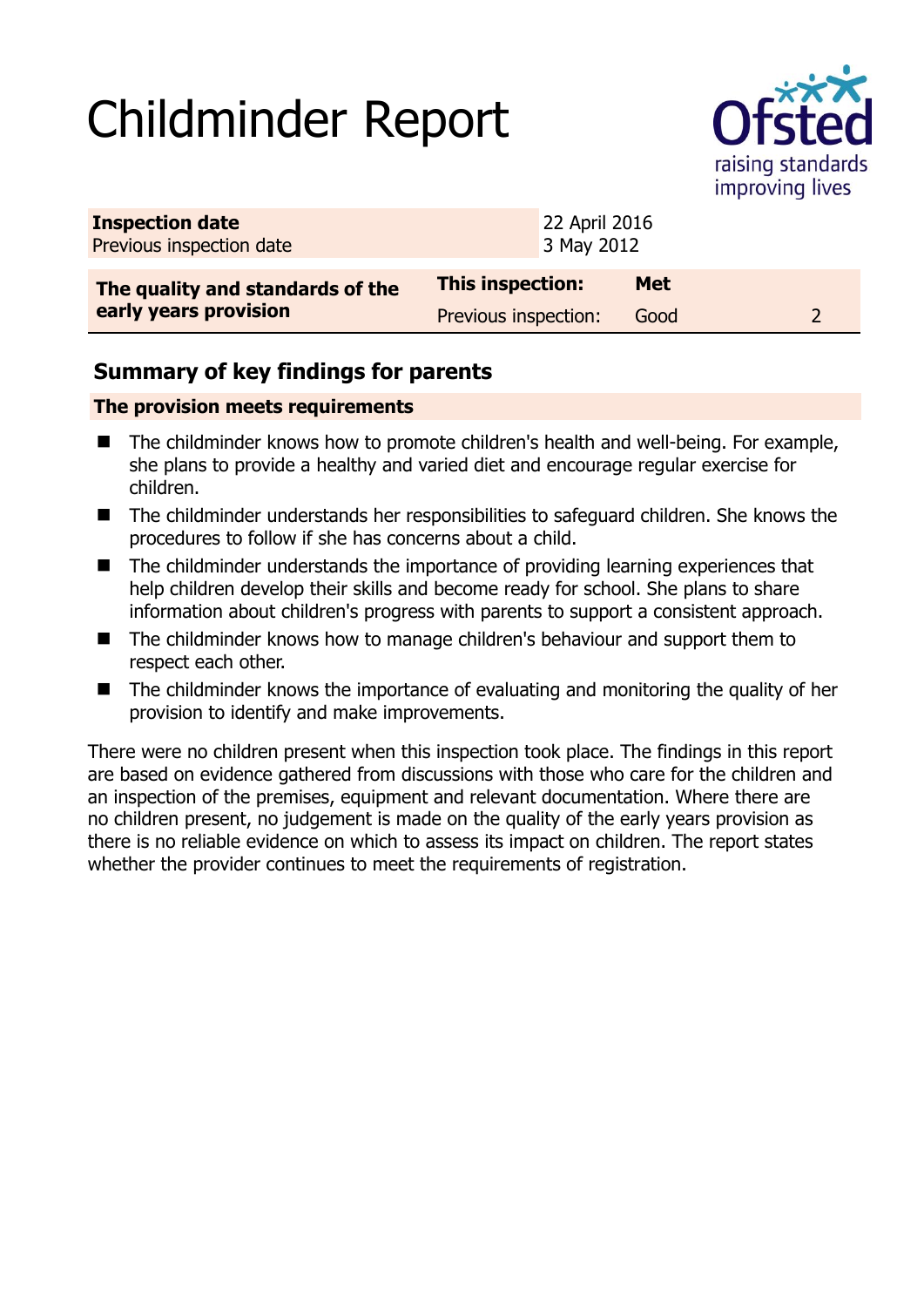# Childminder Report

| **Inspection date** | 22 April 2016 | | |
|---|---|---|---|
| Previous inspection date | 3 May 2012 | | |

| **The quality and standards of the early years provision** | **This inspection:** | **Met** | |
|---|---|---|---|
| | Previous inspection: | Good | 2 |

## Summary of key findings for parents

**The provision meets requirements**

- The childminder knows how to promote children's health and well-being. For example, she plans to provide a healthy and varied diet and encourage regular exercise for children.
- The childminder understands her responsibilities to safeguard children. She knows the procedures to follow if she has concerns about a child.
- The childminder understands the importance of providing learning experiences that help children develop their skills and become ready for school. She plans to share information about children's progress with parents to support a consistent approach.
- The childminder knows how to manage children's behaviour and support them to respect each other.
- The childminder knows the importance of evaluating and monitoring the quality of her provision to identify and make improvements.

There were no children present when this inspection took place. The findings in this report are based on evidence gathered from discussions with those who care for the children and an inspection of the premises, equipment and relevant documentation. Where there are no children present, no judgement is made on the quality of the early years provision as there is no reliable evidence on which to assess its impact on children. The report states whether the provider continues to meet the requirements of registration.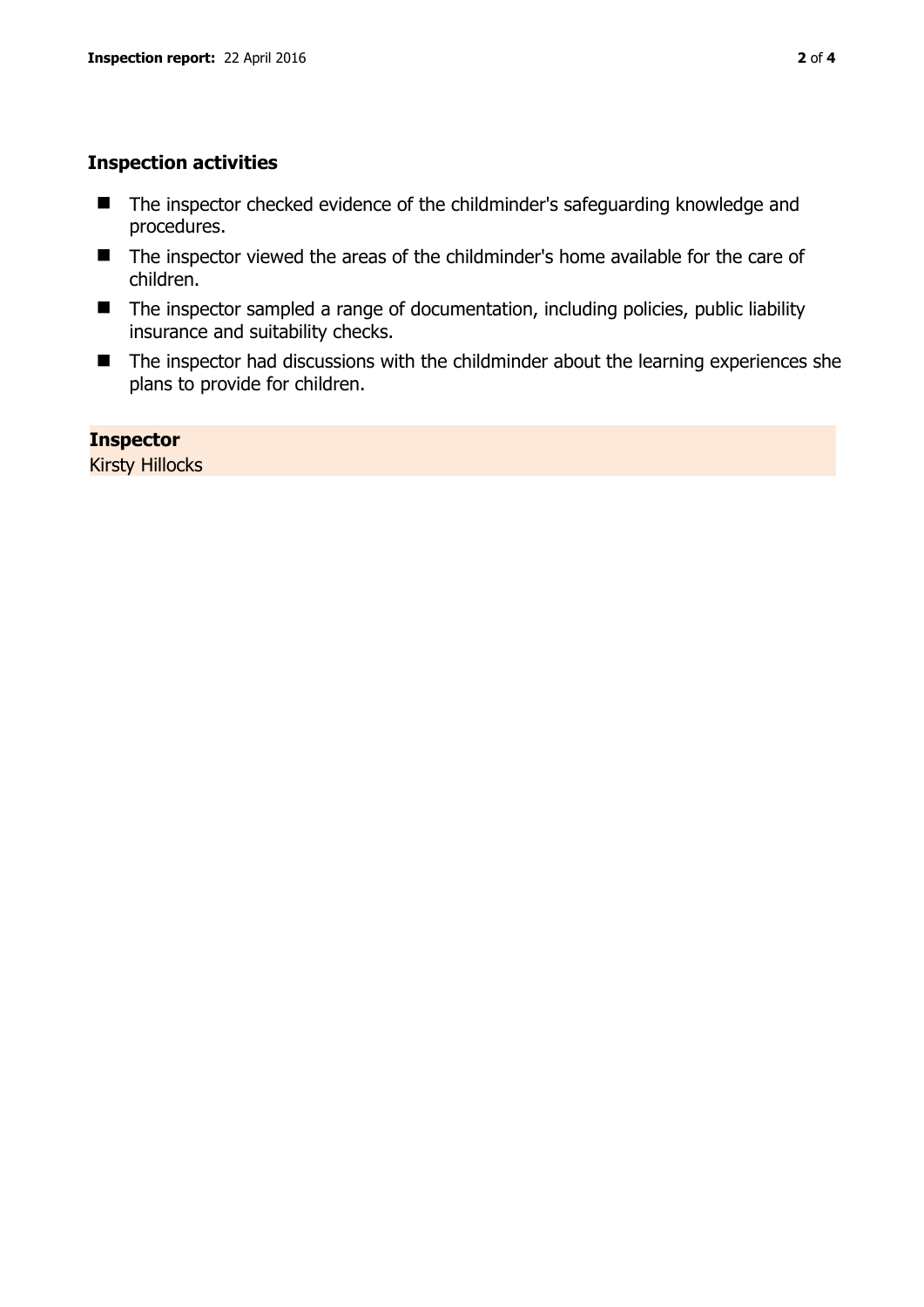## Inspection activities

- The inspector checked evidence of the childminder's safeguarding knowledge and procedures.
- The inspector viewed the areas of the childminder's home available for the care of children.
- The inspector sampled a range of documentation, including policies, public liability insurance and suitability checks.
- The inspector had discussions with the childminder about the learning experiences she plans to provide for children.

**Inspector**

Kirsty Hillocks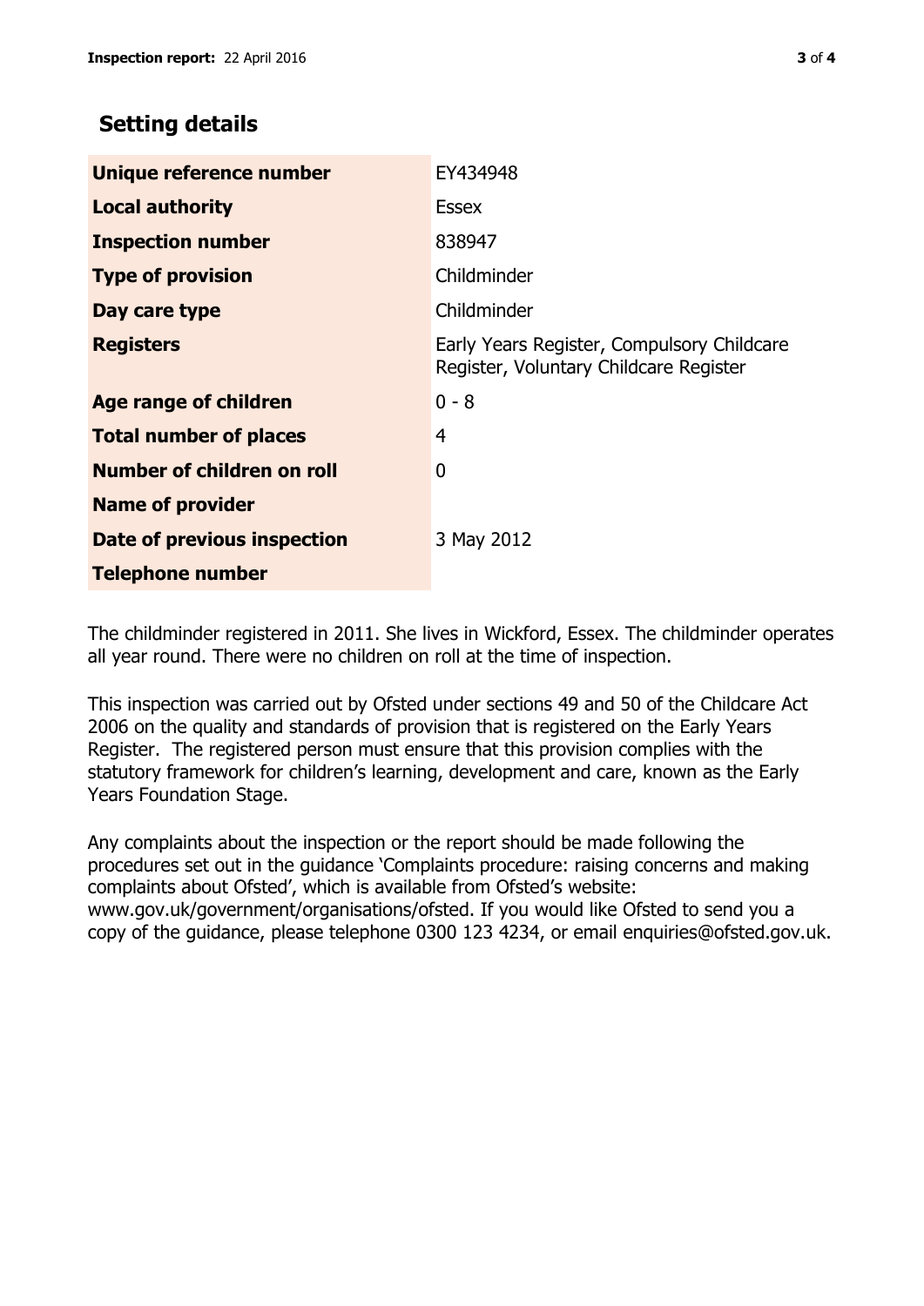## Setting details

| | |
|---|---|
| **Unique reference number** | EY434948 |
| **Local authority** | Essex |
| **Inspection number** | 838947 |
| **Type of provision** | Childminder |
| **Day care type** | Childminder |
| **Registers** | Early Years Register, Compulsory Childcare Register, Voluntary Childcare Register |
| **Age range of children** | 0 - 8 |
| **Total number of places** | 4 |
| **Number of children on roll** | 0 |
| **Name of provider** | |
| **Date of previous inspection** | 3 May 2012 |
| **Telephone number** | |

The childminder registered in 2011. She lives in Wickford, Essex. The childminder operates all year round. There were no children on roll at the time of inspection.

This inspection was carried out by Ofsted under sections 49 and 50 of the Childcare Act 2006 on the quality and standards of provision that is registered on the Early Years Register. The registered person must ensure that this provision complies with the statutory framework for children's learning, development and care, known as the Early Years Foundation Stage.

Any complaints about the inspection or the report should be made following the procedures set out in the guidance 'Complaints procedure: raising concerns and making complaints about Ofsted', which is available from Ofsted's website: www.gov.uk/government/organisations/ofsted. If you would like Ofsted to send you a copy of the guidance, please telephone 0300 123 4234, or email enquiries@ofsted.gov.uk.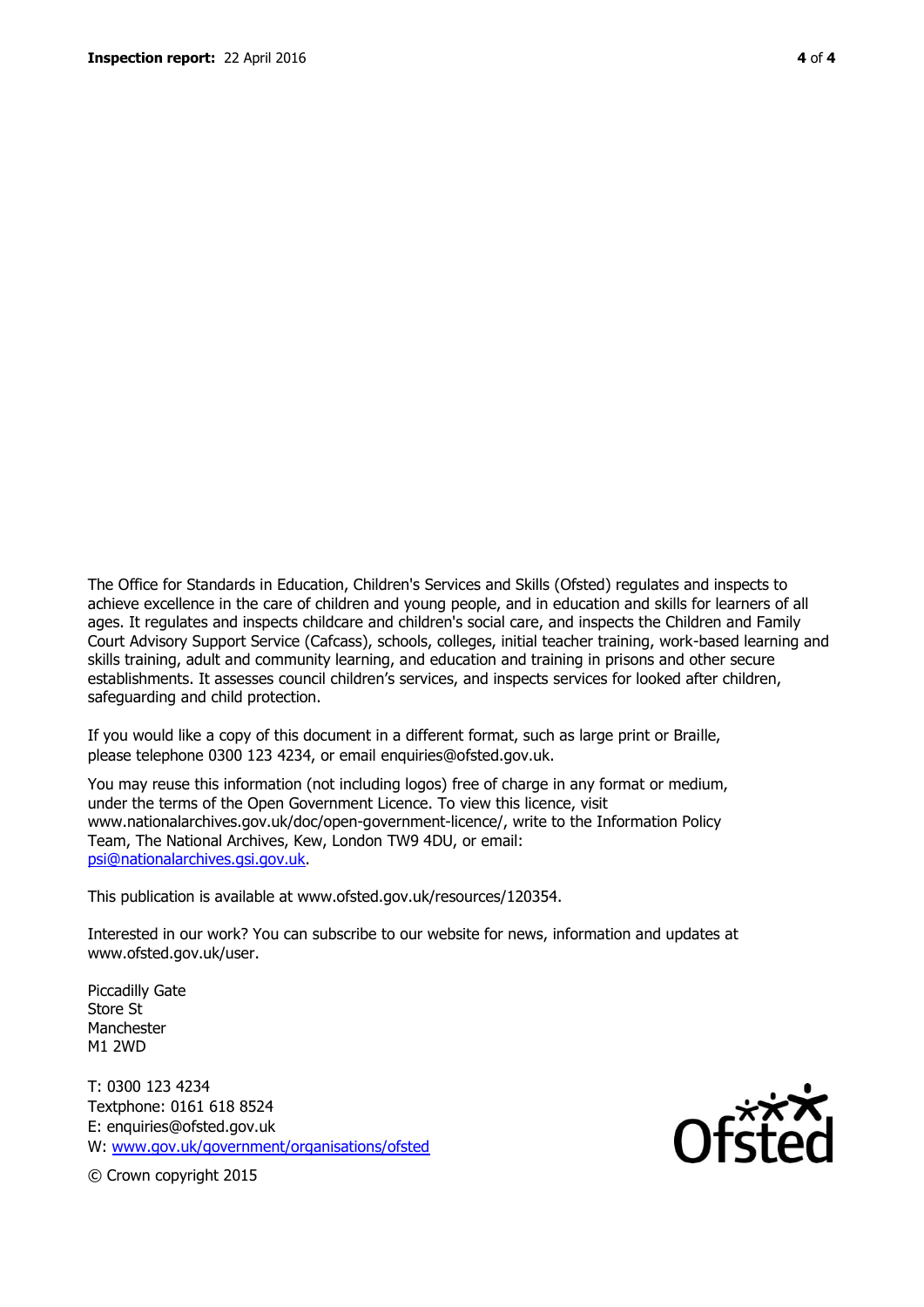The Office for Standards in Education, Children's Services and Skills (Ofsted) regulates and inspects to achieve excellence in the care of children and young people, and in education and skills for learners of all ages. It regulates and inspects childcare and children's social care, and inspects the Children and Family Court Advisory Support Service (Cafcass), schools, colleges, initial teacher training, work-based learning and skills training, adult and community learning, and education and training in prisons and other secure establishments. It assesses council children's services, and inspects services for looked after children, safeguarding and child protection.

If you would like a copy of this document in a different format, such as large print or Braille, please telephone 0300 123 4234, or email enquiries@ofsted.gov.uk.

You may reuse this information (not including logos) free of charge in any format or medium, under the terms of the Open Government Licence. To view this licence, visit www.nationalarchives.gov.uk/doc/open-government-licence/, write to the Information Policy Team, The National Archives, Kew, London TW9 4DU, or email: psi@nationalarchives.gsi.gov.uk.

This publication is available at www.ofsted.gov.uk/resources/120354.

Interested in our work? You can subscribe to our website for news, information and updates at www.ofsted.gov.uk/user.

Piccadilly Gate
Store St
Manchester
M1 2WD

T: 0300 123 4234
Textphone: 0161 618 8524
E: enquiries@ofsted.gov.uk
W: www.gov.uk/government/organisations/ofsted

© Crown copyright 2015